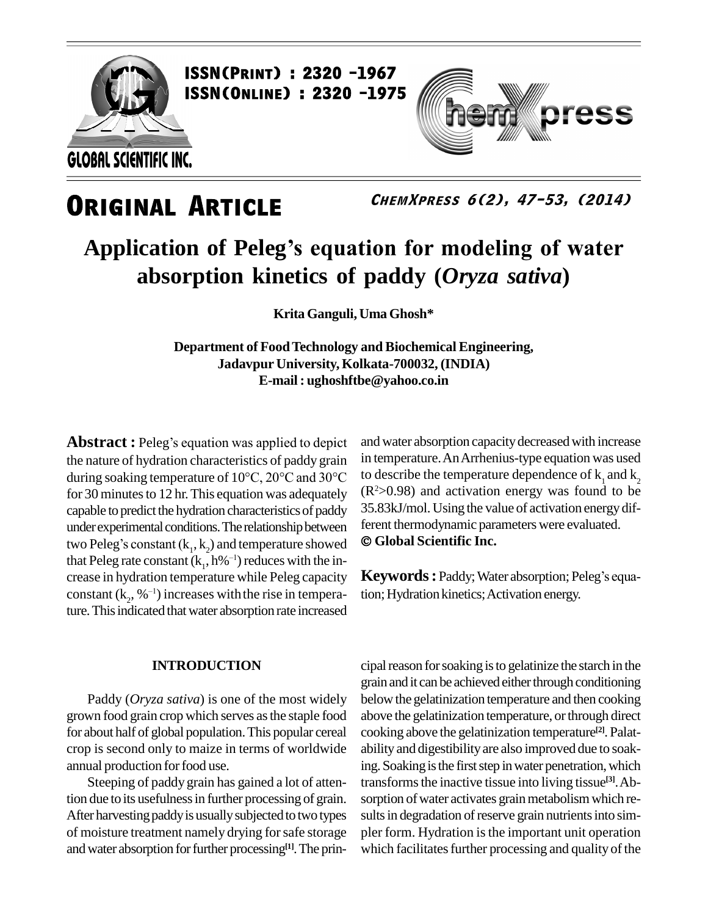# ORIGINAL ARTICLE

# Application of Peleg's equation for modeling of water absorption kinetics of paddy (*Oryza sativa*)

**Krita Ganguli, Uma Ghosh***

**Department of Food Technology and Biochemical Engineering, Jadavpur University, Kolkata-700032, (INDIA)**
**E-mail : ughoshftbe@yahoo.co.in**

**Abstract :** Peleg's equation was applied to depict the nature of hydration characteristics of paddy grain during soaking temperature of 10°C, 20°C and 30°C for 30 minutes to 12 hr. This equation was adequately capable to predict the hydration characteristics of paddy under experimental conditions. The relationship between two Peleg's constant ($k_1$, $k_2$) and temperature showed that Peleg rate constant ($k_1$, h%$^{-1}$) reduces with the increase in hydration temperature while Peleg capacity constant ($k_2$, %$^{-1}$) increases with the rise in temperature. This indicated that water absorption rate increased and water absorption capacity decreased with increase in temperature. An Arrhenius-type equation was used to describe the temperature dependence of $k_1$ and $k_2$ ($R^2$>0.98) and activation energy was found to be 35.83kJ/mol. Using the value of activation energy different thermodynamic parameters were evaluated.
**© Global Scientific Inc.**

**Keywords :** Paddy; Water absorption; Peleg's equation; Hydration kinetics; Activation energy.

## INTRODUCTION

Paddy (*Oryza sativa*) is one of the most widely grown food grain crop which serves as the staple food for about half of global population. This popular cereal crop is second only to maize in terms of worldwide annual production for food use.

Steeping of paddy grain has gained a lot of attention due to its usefulness in further processing of grain. After harvesting paddy is usually subjected to two types of moisture treatment namely drying for safe storage and water absorption for further processing[1]. The principal reason for soaking is to gelatinize the starch in the grain and it can be achieved either through conditioning below the gelatinization temperature and then cooking above the gelatinization temperature, or through direct cooking above the gelatinization temperature[2]. Palatability and digestibility are also improved due to soaking. Soaking is the first step in water penetration, which transforms the inactive tissue into living tissue[3]. Absorption of water activates grain metabolism which results in degradation of reserve grain nutrients into simpler form. Hydration is the important unit operation which facilitates further processing and quality of the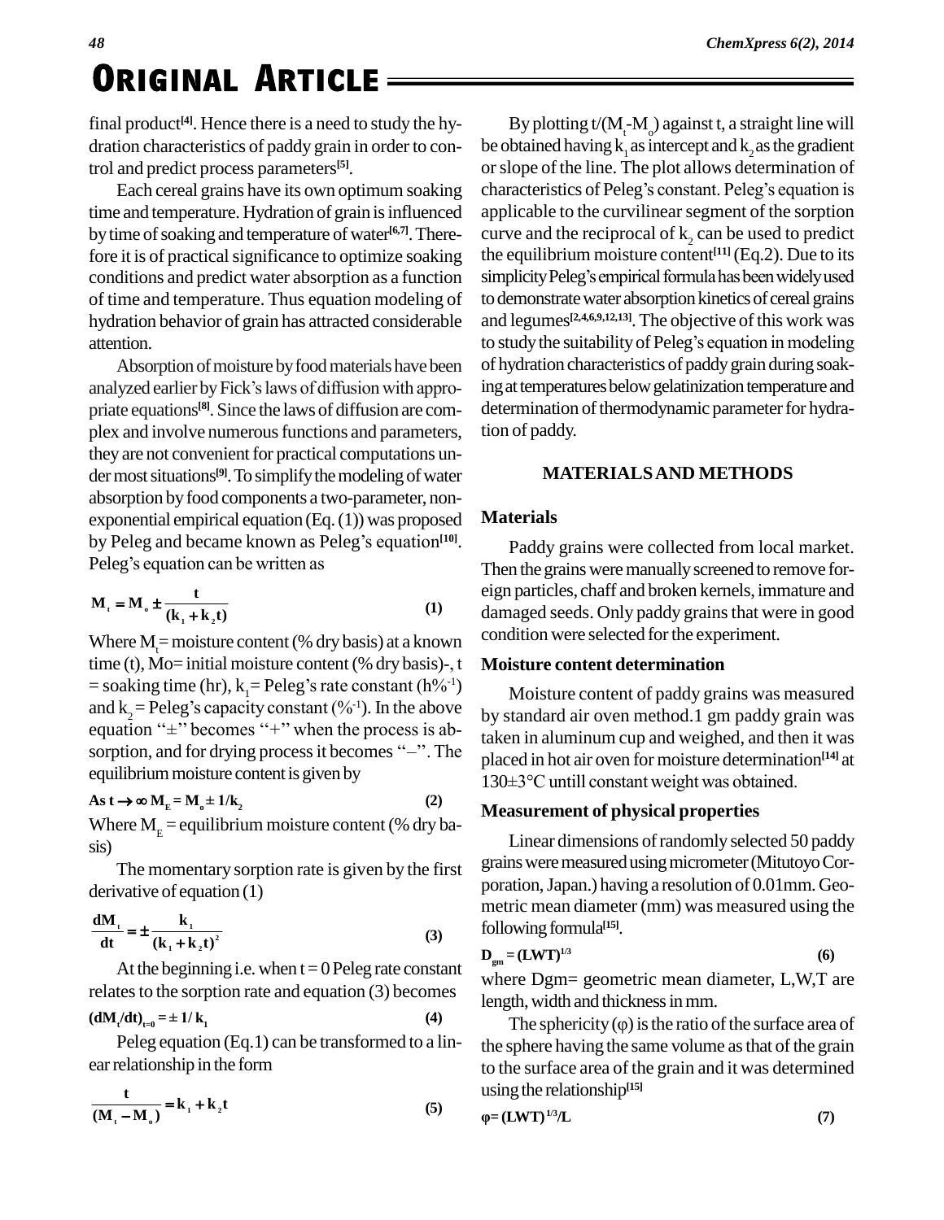final product[4]. Hence there is a need to study the hydration characteristics of paddy grain in order to control and predict process parameters[5].

Each cereal grains have its own optimum soaking time and temperature. Hydration of grain is influenced by time of soaking and temperature of water[6,7]. Therefore it is of practical significance to optimize soaking conditions and predict water absorption as a function of time and temperature. Thus equation modeling of hydration behavior of grain has attracted considerable attention.

Absorption of moisture by food materials have been analyzed earlier by Fick's laws of diffusion with appropriate equations[8]. Since the laws of diffusion are complex and involve numerous functions and parameters, they are not convenient for practical computations under most situations[9]. To simplify the modeling of water absorption by food components a two-parameter, non-exponential empirical equation (Eq. (1)) was proposed by Peleg and became known as Peleg's equation[10]. Peleg's equation can be written as

$$M_t = M_o \pm \frac{t}{(k_1 + k_2 t)} \qquad (1)$$

Where $M_t$= moisture content (% dry basis) at a known time (t), Mo= initial moisture content (% dry basis)-, t = soaking time (hr), $k_1$= Peleg's rate constant ($h\%^{-1}$) and $k_2$ = Peleg's capacity constant ($\%^{-1}$). In the above equation "±" becomes "+" when the process is absorption, and for drying process it becomes "–". The equilibrium moisture content is given by

$$\text{As } t \rightarrow \infty \; M_E = M_o \pm 1/k_2 \qquad (2)$$

Where $M_E$ = equilibrium moisture content (% dry basis)

The momentary sorption rate is given by the first derivative of equation (1)

$$\frac{dM_t}{dt} = \pm \frac{k_1}{(k_1 + k_2 t)^2} \qquad (3)$$

At the beginning i.e. when t = 0 Peleg rate constant relates to the sorption rate and equation (3) becomes

$$(dM_t/dt)_{t=0} = \pm 1/k_1 \qquad (4)$$

Peleg equation (Eq.1) can be transformed to a linear relationship in the form

$$\frac{t}{(M_t - M_o)} = k_1 + k_2 t \qquad (5)$$

By plotting $t/(M_t-M_o)$ against t, a straight line will be obtained having $k_1$ as intercept and $k_2$ as the gradient or slope of the line. The plot allows determination of characteristics of Peleg's constant. Peleg's equation is applicable to the curvilinear segment of the sorption curve and the reciprocal of $k_2$ can be used to predict the equilibrium moisture content[11] (Eq.2). Due to its simplicity Peleg's empirical formula has been widely used to demonstrate water absorption kinetics of cereal grains and legumes[2,4,6,9,12,13]. The objective of this work was to study the suitability of Peleg's equation in modeling of hydration characteristics of paddy grain during soaking at temperatures below gelatinization temperature and determination of thermodynamic parameter for hydration of paddy.

## MATERIALS AND METHODS

### Materials

Paddy grains were collected from local market. Then the grains were manually screened to remove foreign particles, chaff and broken kernels, immature and damaged seeds. Only paddy grains that were in good condition were selected for the experiment.

### Moisture content determination

Moisture content of paddy grains was measured by standard air oven method.1 gm paddy grain was taken in aluminum cup and weighed, and then it was placed in hot air oven for moisture determination[14] at 130±3°C untill constant weight was obtained.

### Measurement of physical properties

Linear dimensions of randomly selected 50 paddy grains were measured using micrometer (Mitutoyo Corporation, Japan.) having a resolution of 0.01mm. Geometric mean diameter (mm) was measured using the following formula[15].

$$D_{gm} = (LWT)^{1/3} \qquad (6)$$

where Dgm= geometric mean diameter, L,W,T are length, width and thickness in mm.

The sphericity (φ) is the ratio of the surface area of the sphere having the same volume as that of the grain to the surface area of the grain and it was determined using the relationship[15]

$$\varphi = (LWT)^{1/3}/L \qquad (7)$$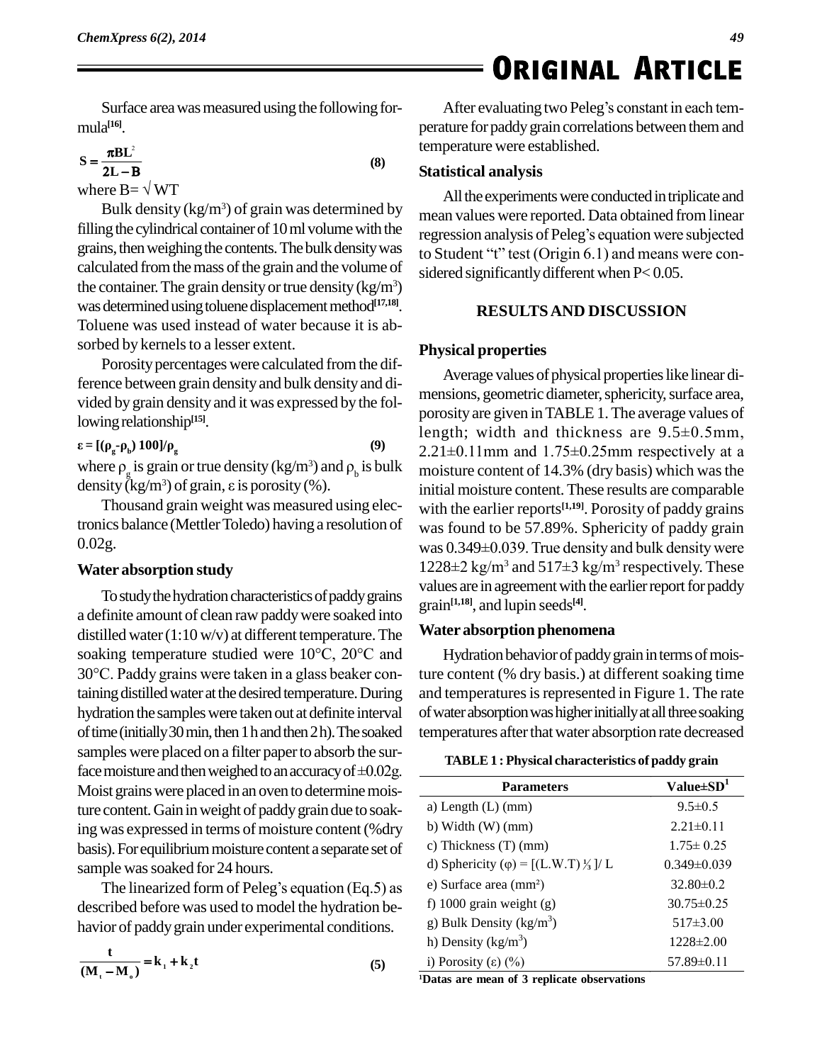Surface area was measured using the following formula[16].

$$S = \frac{\pi B L^2}{2L - B} \quad (8)$$

where $B = \sqrt{WT}$

Bulk density ($kg/m^3$) of grain was determined by filling the cylindrical container of 10 ml volume with the grains, then weighing the contents. The bulk density was calculated from the mass of the grain and the volume of the container. The grain density or true density ($kg/m^3$) was determined using toluene displacement method[17,18]. Toluene was used instead of water because it is absorbed by kernels to a lesser extent.

Porosity percentages were calculated from the difference between grain density and bulk density and divided by grain density and it was expressed by the following relationship[15].

$$\varepsilon = [(\rho_g - \rho_b)\, 100]/\rho_g \quad (9)$$

where $\rho_g$ is grain or true density ($kg/m^3$) and $\rho_b$ is bulk density ($kg/m^3$) of grain, $\varepsilon$ is porosity (%).

Thousand grain weight was measured using electronics balance (Mettler Toledo) having a resolution of 0.02g.

### Water absorption study

To study the hydration characteristics of paddy grains a definite amount of clean raw paddy were soaked into distilled water (1:10 w/v) at different temperature. The soaking temperature studied were 10°C, 20°C and 30°C. Paddy grains were taken in a glass beaker containing distilled water at the desired temperature. During hydration the samples were taken out at definite interval of time (initially 30 min, then 1 h and then 2 h). The soaked samples were placed on a filter paper to absorb the surface moisture and then weighed to an accuracy of ±0.02g. Moist grains were placed in an oven to determine moisture content. Gain in weight of paddy grain due to soaking was expressed in terms of moisture content (%dry basis). For equilibrium moisture content a separate set of sample was soaked for 24 hours.

The linearized form of Peleg's equation (Eq.5) as described before was used to model the hydration behavior of paddy grain under experimental conditions.

$$\frac{t}{(M_t - M_o)} = k_1 + k_2 t \quad (5)$$

After evaluating two Peleg's constant in each temperature for paddy grain correlations between them and temperature were established.

### Statistical analysis

All the experiments were conducted in triplicate and mean values were reported. Data obtained from linear regression analysis of Peleg's equation were subjected to Student "t" test (Origin 6.1) and means were considered significantly different when $P < 0.05$.

## RESULTS AND DISCUSSION

### Physical properties

Average values of physical properties like linear dimensions, geometric diameter, sphericity, surface area, porosity are given in TABLE 1. The average values of length; width and thickness are 9.5±0.5mm, 2.21±0.11mm and 1.75±0.25mm respectively at a moisture content of 14.3% (dry basis) which was the initial moisture content. These results are comparable with the earlier reports[1,19]. Porosity of paddy grains was found to be 57.89%. Sphericity of paddy grain was 0.349±0.039. True density and bulk density were 1228±2 $kg/m^3$ and 517±3 $kg/m^3$ respectively. These values are in agreement with the earlier report for paddy grain[1,18], and lupin seeds[4].

### Water absorption phenomena

Hydration behavior of paddy grain in terms of moisture content (% dry basis.) at different soaking time and temperatures is represented in Figure 1. The rate of water absorption was higher initially at all three soaking temperatures after that water absorption rate decreased

**TABLE 1 : Physical characteristics of paddy grain**

| Parameters | Value±SD[1] |
|---|---|
| a) Length (L) (mm) | 9.5±0.5 |
| b) Width (W) (mm) | 2.21±0.11 |
| c) Thickness (T) (mm) | 1.75± 0.25 |
| d) Sphericity ($\varphi$) = $[(L.W.T)^{1/3}]/L$ | 0.349±0.039 |
| e) Surface area ($mm^2$) | 32.80±0.2 |
| f) 1000 grain weight (g) | 30.75±0.25 |
| g) Bulk Density ($kg/m^3$) | 517±3.00 |
| h) Density ($kg/m^3$) | 1228±2.00 |
| i) Porosity ($\varepsilon$) (%) | 57.89±0.11 |

[1]Datas are mean of 3 replicate observations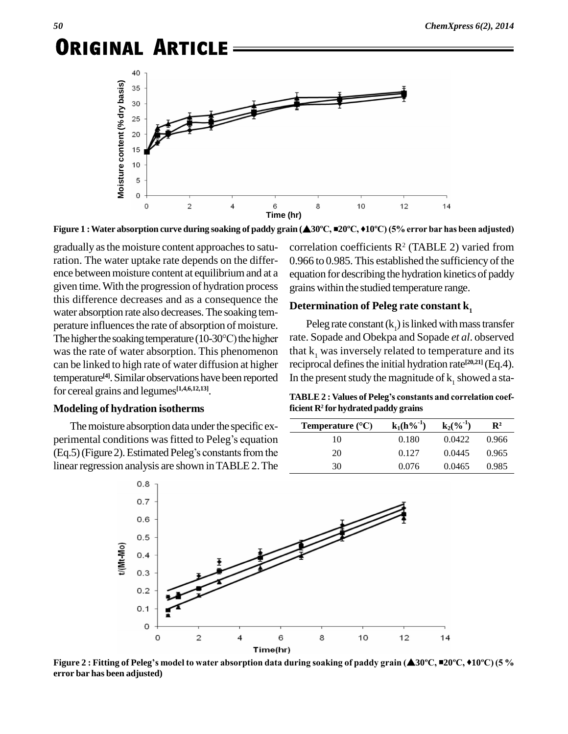Figure 1 : Water absorption curve during soaking of paddy grain (▲30ºC, ■20ºC, ♦10ºC) (5% error bar has been adjusted)

gradually as the moisture content approaches to saturation. The water uptake rate depends on the difference between moisture content at equilibrium and at a given time. With the progression of hydration process this difference decreases and as a consequence the water absorption rate also decreases. The soaking temperature influences the rate of absorption of moisture. The higher the soaking temperature (10-30°C) the higher was the rate of water absorption. This phenomenon can be linked to high rate of water diffusion at higher temperature[4]. Similar observations have been reported for cereal grains and legumes[1,4,6,12,13].

### Modeling of hydration isotherms

The moisture absorption data under the specific experimental conditions was fitted to Peleg's equation (Eq.5) (Figure 2). Estimated Peleg's constants from the linear regression analysis are shown in TABLE 2. The correlation coefficients $R^2$ (TABLE 2) varied from 0.966 to 0.985. This established the sufficiency of the equation for describing the hydration kinetics of paddy grains within the studied temperature range.

### Determination of Peleg rate constant $k_1$

Peleg rate constant ($k_1$) is linked with mass transfer rate. Sopade and Obekpa and Sopade *et al*. observed that $k_1$ was inversely related to temperature and its reciprocal defines the initial hydration rate[20,21] (Eq.4). In the present study the magnitude of $k_1$ showed a sta-

**TABLE 2 : Values of Peleg's constants and correlation coefficient $R^2$ for hydrated paddy grains**

| Temperature (°C) | $k_1(h\%^{-1})$ | $k_2(\%^{-1})$ | $R^2$ |
|---|---|---|---|
| 10 | 0.180 | 0.0422 | 0.966 |
| 20 | 0.127 | 0.0445 | 0.965 |
| 30 | 0.076 | 0.0465 | 0.985 |

Figure 2 : Fitting of Peleg's model to water absorption data during soaking of paddy grain (▲30ºC, ■20ºC, ♦10ºC) (5 % error bar has been adjusted)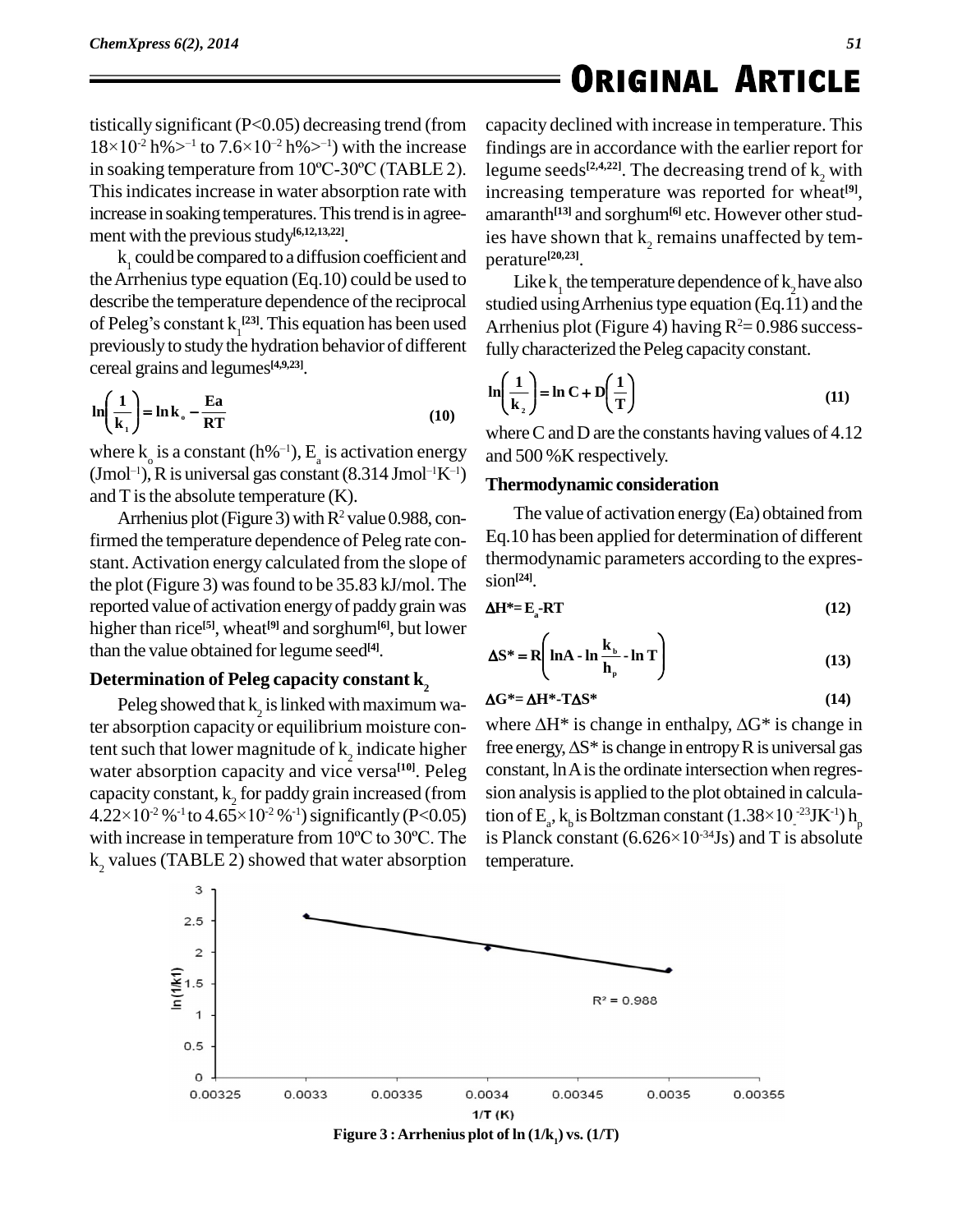tistically significant ($P<0.05$) decreasing trend (from $18\times10^{-2}$ h%>$^{-1}$ to $7.6\times10^{-2}$ h%>$^{-1}$) with the increase in soaking temperature from 10ºC-30ºC (TABLE 2). This indicates increase in water absorption rate with increase in soaking temperatures. This trend is in agreement with the previous study[6,12,13,22].

$k_1$ could be compared to a diffusion coefficient and the Arrhenius type equation (Eq.10) could be used to describe the temperature dependence of the reciprocal of Peleg's constant $k_1$[23]. This equation has been used previously to study the hydration behavior of different cereal grains and legumes[4,9,23].

$$\ln\left(\frac{1}{k_1}\right) = \ln k_o - \frac{Ea}{RT} \tag{10}$$

where $k_o$ is a constant (h%$^{-1}$), $E_a$ is activation energy (Jmol$^{-1}$), R is universal gas constant (8.314 Jmol$^{-1}$K$^{-1}$) and T is the absolute temperature (K).

Arrhenius plot (Figure 3) with $R^2$ value 0.988, confirmed the temperature dependence of Peleg rate constant. Activation energy calculated from the slope of the plot (Figure 3) was found to be 35.83 kJ/mol. The reported value of activation energy of paddy grain was higher than rice[5], wheat[9] and sorghum[6], but lower than the value obtained for legume seed[4].

### Determination of Peleg capacity constant $k_2$

Peleg showed that $k_2$ is linked with maximum water absorption capacity or equilibrium moisture content such that lower magnitude of $k_2$ indicate higher water absorption capacity and vice versa[10]. Peleg capacity constant, $k_2$ for paddy grain increased (from $4.22\times10^{-2}$ %$^{-1}$ to $4.65\times10^{-2}$ %$^{-1}$) significantly ($P<0.05$) with increase in temperature from 10ºC to 30ºC. The $k_2$ values (TABLE 2) showed that water absorption capacity declined with increase in temperature. This findings are in accordance with the earlier report for legume seeds[2,4,22]. The decreasing trend of $k_2$ with increasing temperature was reported for wheat[9], amaranth[13] and sorghum[6] etc. However other studies have shown that $k_2$ remains unaffected by temperature[20,23].

Like $k_1$ the temperature dependence of $k_2$ have also studied using Arrhenius type equation (Eq.11) and the Arrhenius plot (Figure 4) having $R^2$= 0.986 successfully characterized the Peleg capacity constant.

$$\ln\left(\frac{1}{k_2}\right) = \ln C + D\left(\frac{1}{T}\right) \tag{11}$$

where C and D are the constants having values of 4.12 and 500 %K respectively.

### Thermodynamic consideration

The value of activation energy (Ea) obtained from Eq.10 has been applied for determination of different thermodynamic parameters according to the expression[24].

$$\Delta H^* = E_a - RT \tag{12}$$

$$\Delta S^* = R\left(\ln A - \ln\frac{k_b}{h_p} - \ln T\right) \tag{13}$$

$$\Delta G^* = \Delta H^* - T\Delta S^* \tag{14}$$

where $\Delta H^*$ is change in enthalpy, $\Delta G^*$ is change in free energy, $\Delta S^*$ is change in entropy R is universal gas constant, ln A is the ordinate intersection when regression analysis is applied to the plot obtained in calculation of $E_a$, $k_b$ is Boltzman constant ($1.38\times10^{-23}$JK$^{-1}$) $h_p$ is Planck constant ($6.626\times10^{-34}$Js) and T is absolute temperature.

**Figure 3 : Arrhenius plot of ln (1/$k_1$) vs. (1/T)**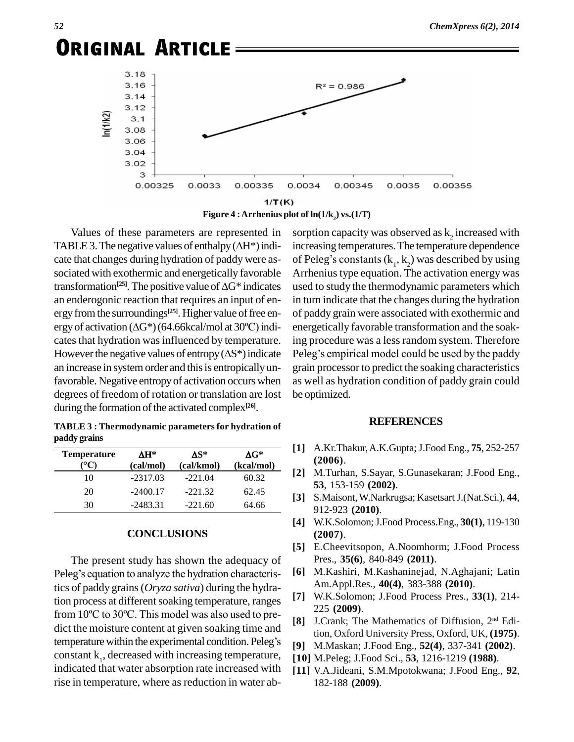Figure 4 : Arrhenius plot of $\ln(1/k_2)$ vs.$(1/T)$

Values of these parameters are represented in TABLE 3. The negative values of enthalpy (ΔH*) indicate that changes during hydration of paddy were associated with exothermic and energetically favorable transformation[25]. The positive value of ΔG* indicates an enderogonic reaction that requires an input of energy from the surroundings[25]. Higher value of free energy of activation (ΔG*) (64.66kcal/mol at 30ºC) indicates that hydration was influenced by temperature. However the negative values of entropy (ΔS*) indicate an increase in system order and this is entropically unfavorable. Negative entropy of activation occurs when degrees of freedom of rotation or translation are lost during the formation of the activated complex[26].

**TABLE 3 : Thermodynamic parameters for hydration of paddy grains**

| Temperature (°C) | ΔH* (cal/mol) | ΔS* (cal/kmol) | ΔG* (kcal/mol) |
|---|---|---|---|
| 10 | -2317.03 | -221.04 | 60.32 |
| 20 | -2400.17 | -221.32 | 62.45 |
| 30 | -2483.31 | -221.60 | 64.66 |

## CONCLUSIONS

The present study has shown the adequacy of Peleg's equation to analyze the hydration characteristics of paddy grains (*Oryza sativa*) during the hydration process at different soaking temperature, ranges from 10ºC to 30ºC. This model was also used to predict the moisture content at given soaking time and temperature within the experimental condition. Peleg's constant $k_1$, decreased with increasing temperature, indicated that water absorption rate increased with rise in temperature, where as reduction in water absorption capacity was observed as $k_2$ increased with increasing temperatures. The temperature dependence of Peleg's constants ($k_1$, $k_2$) was described by using Arrhenius type equation. The activation energy was used to study the thermodynamic parameters which in turn indicate that the changes during the hydration of paddy grain were associated with exothermic and energetically favorable transformation and the soaking procedure was a less random system. Therefore Peleg's empirical model could be used by the paddy grain processor to predict the soaking characteristics as well as hydration condition of paddy grain could be optimized.

## REFERENCES

[1] A.Kr.Thakur, A.K.Gupta; J.Food Eng., **75**, 252-257 **(2006)**.

[2] M.Turhan, S.Sayar, S.Gunasekaran; J.Food Eng., **53**, 153-159 **(2002)**.

[3] S.Maisont, W.Narkrugsa; Kasetsart J.(Nat.Sci.), **44**, 912-923 **(2010)**.

[4] W.K.Solomon; J.Food Process.Eng., **30(1)**, 119-130 **(2007)**.

[5] E.Cheevitsopon, A.Noomhorm; J.Food Process Pres., **35(6)**, 840-849 **(2011)**.

[6] M.Kashiri, M.Kashaninejad, N.Aghajani; Latin Am.Appl.Res., **40(4)**, 383-388 **(2010)**.

[7] W.K.Solomon; J.Food Process Pres., **33(1)**, 214-225 **(2009)**.

[8] J.Crank; The Mathematics of Diffusion, 2nd Edition, Oxford University Press, Oxford, UK, **(1975)**.

[9] M.Maskan; J.Food Eng., **52(4)**, 337-341 **(2002)**.

[10] M.Peleg; J.Food Sci., **53**, 1216-1219 **(1988)**.

[11] V.A.Jideani, S.M.Mpotokwana; J.Food Eng., **92**, 182-188 **(2009)**.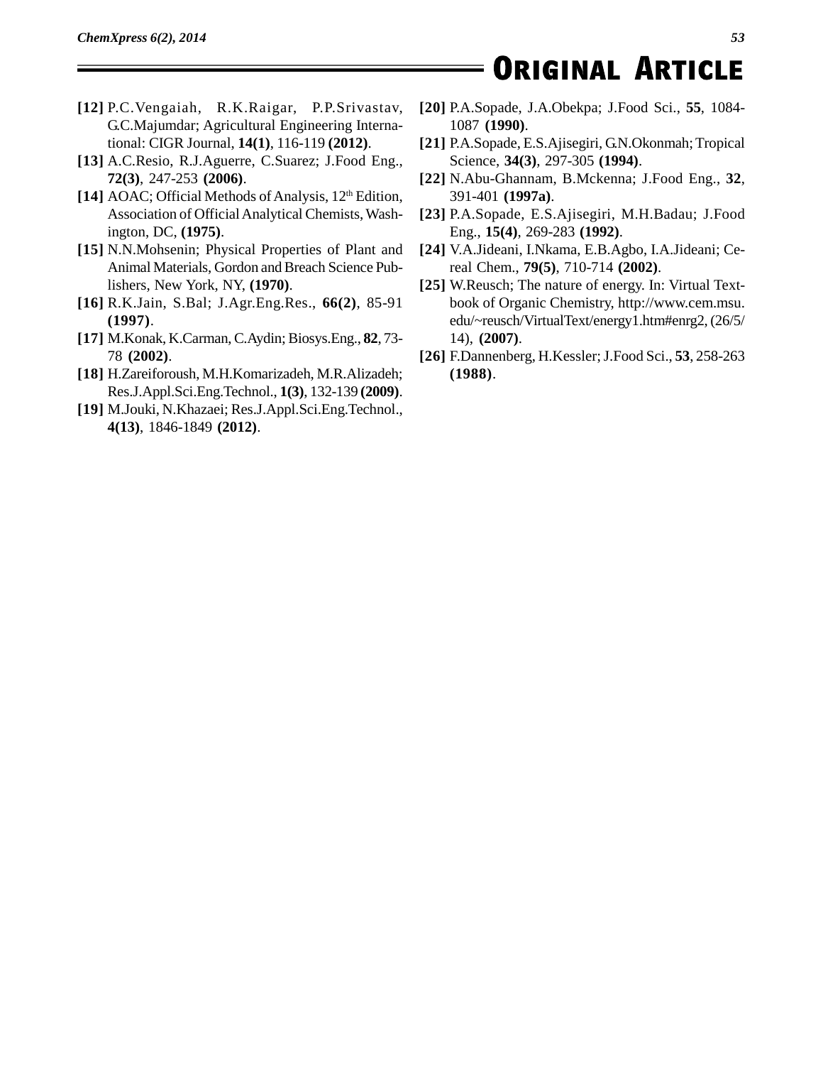[12] P.C.Vengaiah, R.K.Raigar, P.P.Srivastav, G.C.Majumdar; Agricultural Engineering International: CIGR Journal, **14(1)**, 116-119 **(2012)**.

[13] A.C.Resio, R.J.Aguerre, C.Suarez; J.Food Eng., **72(3)**, 247-253 **(2006)**.

[14] AOAC; Official Methods of Analysis, 12th Edition, Association of Official Analytical Chemists, Washington, DC, **(1975)**.

[15] N.N.Mohsenin; Physical Properties of Plant and Animal Materials, Gordon and Breach Science Publishers, New York, NY, **(1970)**.

[16] R.K.Jain, S.Bal; J.Agr.Eng.Res., **66(2)**, 85-91 **(1997)**.

[17] M.Konak, K.Carman, C.Aydin; Biosys.Eng., **82**, 73-78 **(2002)**.

[18] H.Zareiforoush, M.H.Komarizadeh, M.R.Alizadeh; Res.J.Appl.Sci.Eng.Technol., **1(3)**, 132-139 **(2009)**.

[19] M.Jouki, N.Khazaei; Res.J.Appl.Sci.Eng.Technol., **4(13)**, 1846-1849 **(2012)**.

[20] P.A.Sopade, J.A.Obekpa; J.Food Sci., **55**, 1084-1087 **(1990)**.

[21] P.A.Sopade, E.S.Ajisegiri, G.N.Okonmah; Tropical Science, **34(3)**, 297-305 **(1994)**.

[22] N.Abu-Ghannam, B.Mckenna; J.Food Eng., **32**, 391-401 **(1997a)**.

[23] P.A.Sopade, E.S.Ajisegiri, M.H.Badau; J.Food Eng., **15(4)**, 269-283 **(1992)**.

[24] V.A.Jideani, I.Nkama, E.B.Agbo, I.A.Jideani; Cereal Chem., **79(5)**, 710-714 **(2002)**.

[25] W.Reusch; The nature of energy. In: Virtual Textbook of Organic Chemistry, http://www.cem.msu.edu/~reusch/VirtualText/energy1.htm#enrg2, (26/5/14), **(2007)**.

[26] F.Dannenberg, H.Kessler; J.Food Sci., **53**, 258-263 **(1988)**.